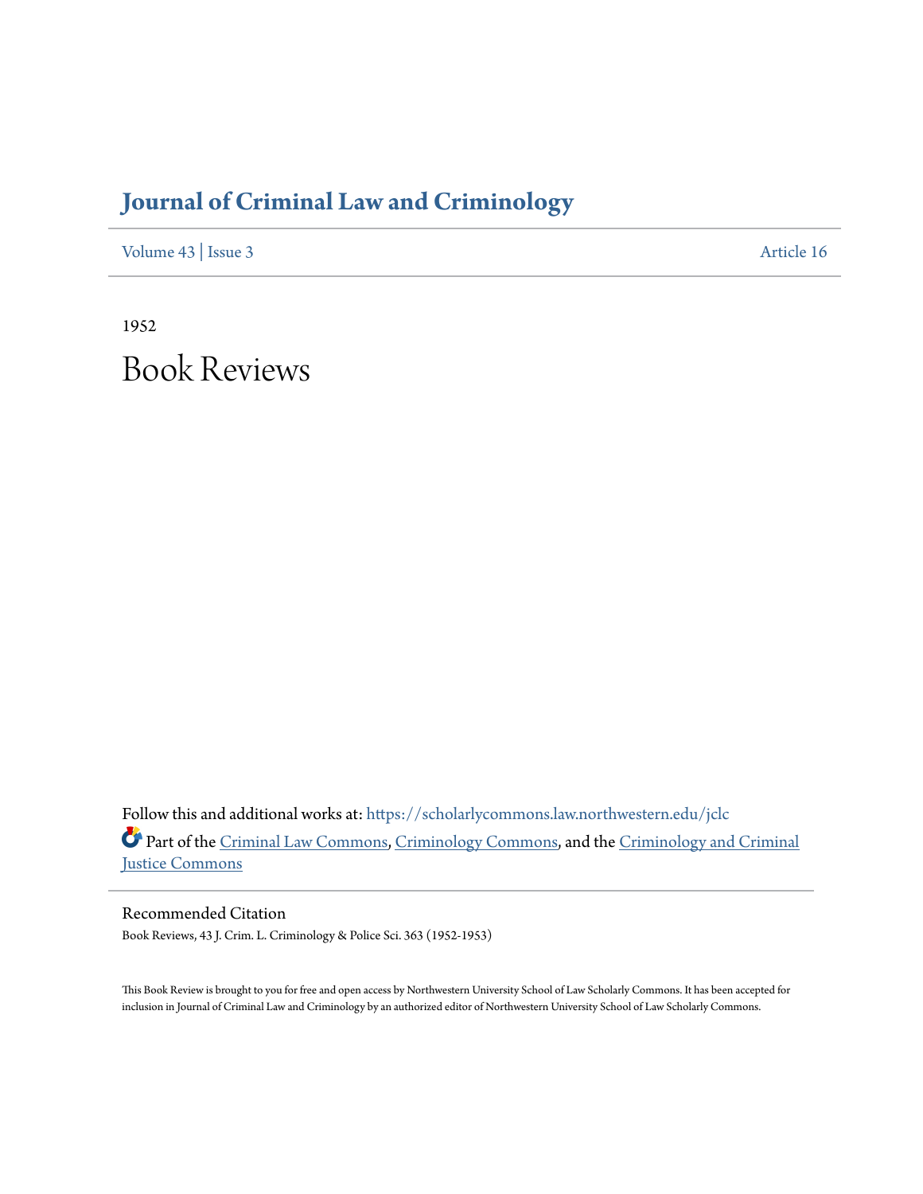# Journal of Criminal Law and Criminology

Volume 43 | Issue 3 Article 16

1952

# Book Reviews

Follow this and additional works at: https://scholarlycommons.law.northwestern.edu/jclc

Part of the Criminal Law Commons, Criminology Commons, and the Criminology and Criminal Justice Commons

## Recommended Citation

Book Reviews, 43 J. Crim. L. Criminology & Police Sci. 363 (1952-1953)

This Book Review is brought to you for free and open access by Northwestern University School of Law Scholarly Commons. It has been accepted for inclusion in Journal of Criminal Law and Criminology by an authorized editor of Northwestern University School of Law Scholarly Commons.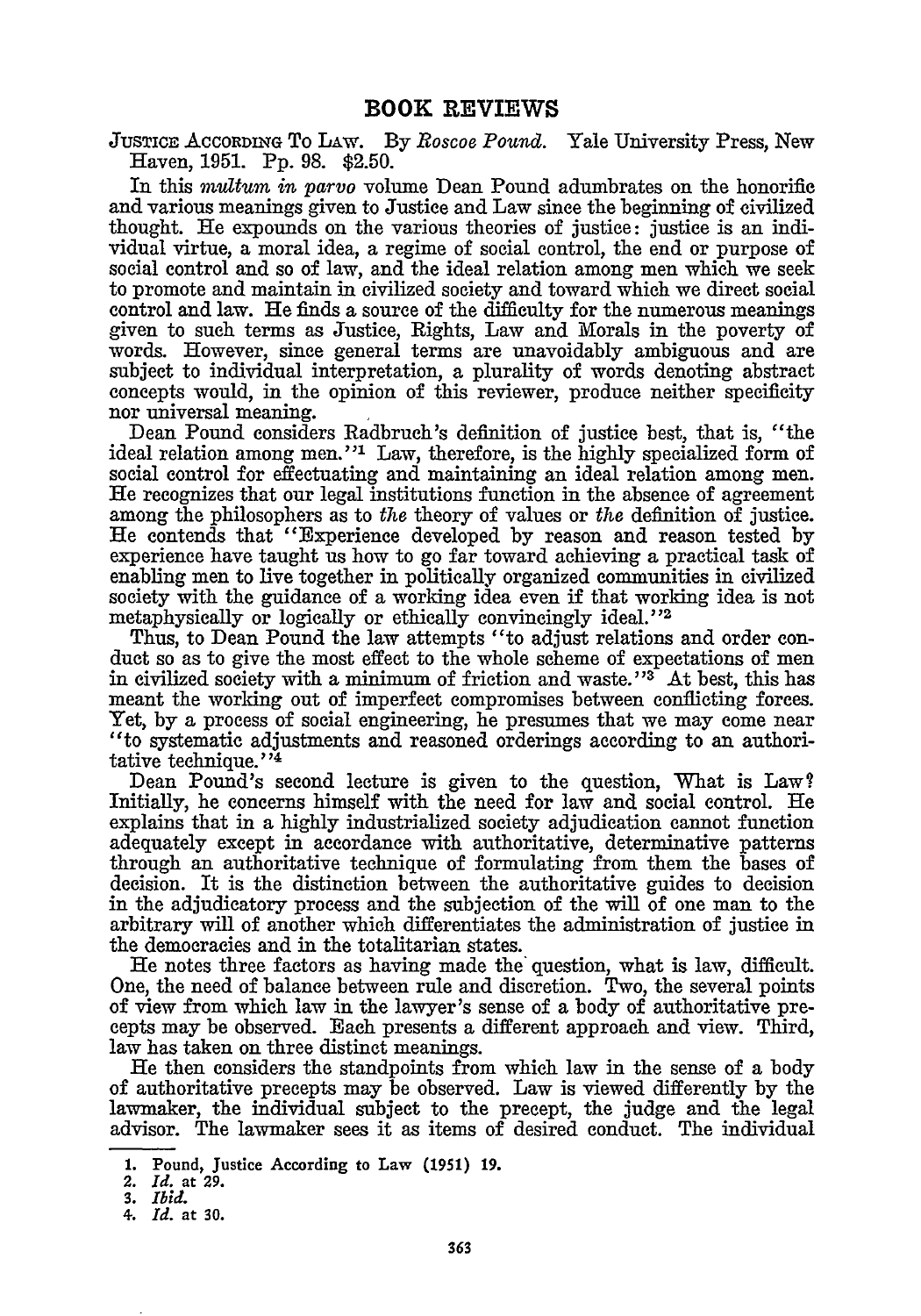## BOOK REVIEWS

JUSTICE ACCORDING TO LAW. By *Roscoe Pound.* Yale University Press, New Haven, 1951. Pp. 98. $2.50.

In this *multum in parvo* volume Dean Pound adumbrates on the honorific and various meanings given to Justice and Law since the beginning of civilized thought. He expounds on the various theories of justice: justice is an individual virtue, a moral idea, a regime of social control, the end or purpose of social control and so of law, and the ideal relation among men which we seek to promote and maintain in civilized society and toward which we direct social control and law. He finds a source of the difficulty for the numerous meanings given to such terms as Justice, Rights, Law and Morals in the poverty of words. However, since general terms are unavoidably ambiguous and are subject to individual interpretation, a plurality of words denoting abstract concepts would, in the opinion of this reviewer, produce neither specificity nor universal meaning.

Dean Pound considers Radbruch's definition of justice best, that is, "the ideal relation among men."[1] Law, therefore, is the highly specialized form of social control for effectuating and maintaining an ideal relation among men. He recognizes that our legal institutions function in the absence of agreement among the philosophers as to *the* theory of values or *the* definition of justice. He contends that "Experience developed by reason and reason tested by experience have taught us how to go far toward achieving a practical task of enabling men to live together in politically organized communities in civilized society with the guidance of a working idea even if that working idea is not metaphysically or logically or ethically convincingly ideal."[2]

Thus, to Dean Pound the law attempts "to adjust relations and order conduct so as to give the most effect to the whole scheme of expectations of men in civilized society with a minimum of friction and waste."[3] At best, this has meant the working out of imperfect compromises between conflicting forces. Yet, by a process of social engineering, he presumes that we may come near "to systematic adjustments and reasoned orderings according to an authoritative technique."[4]

Dean Pound's second lecture is given to the question, What is Law? Initially, he concerns himself with the need for law and social control. He explains that in a highly industrialized society adjudication cannot function adequately except in accordance with authoritative, determinative patterns through an authoritative technique of formulating from them the bases of decision. It is the distinction between the authoritative guides to decision in the adjudicatory process and the subjection of the will of one man to the arbitrary will of another which differentiates the administration of justice in the democracies and in the totalitarian states.

He notes three factors as having made the question, what is law, difficult. One, the need of balance between rule and discretion. Two, the several points of view from which law in the lawyer's sense of a body of authoritative precepts may be observed. Each presents a different approach and view. Third, law has taken on three distinct meanings.

He then considers the standpoints from which law in the sense of a body of authoritative precepts may be observed. Law is viewed differently by the lawmaker, the individual subject to the precept, the judge and the legal advisor. The lawmaker sees it as items of desired conduct. The individual

---

1. Pound, Justice According to Law (1951) 19.
2. *Id.* at 29.
3. *Ibid.*
4. *Id.* at 30.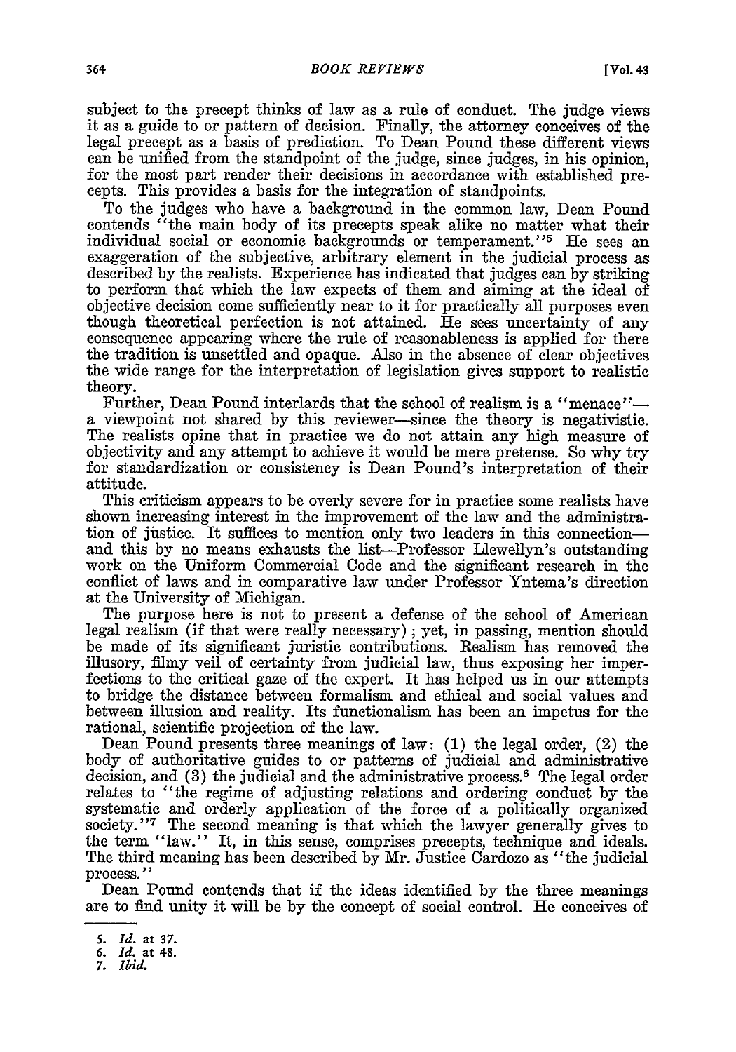subject to the precept thinks of law as a rule of conduct. The judge views it as a guide to or pattern of decision. Finally, the attorney conceives of the legal precept as a basis of prediction. To Dean Pound these different views can be unified from the standpoint of the judge, since judges, in his opinion, for the most part render their decisions in accordance with established precepts. This provides a basis for the integration of standpoints.

To the judges who have a background in the common law, Dean Pound contends "the main body of its precepts speak alike no matter what their individual social or economic backgrounds or temperament."[5] He sees an exaggeration of the subjective, arbitrary element in the judicial process as described by the realists. Experience has indicated that judges can by striking to perform that which the law expects of them and aiming at the ideal of objective decision come sufficiently near to it for practically all purposes even though theoretical perfection is not attained. He sees uncertainty of any consequence appearing where the rule of reasonableness is applied for there the tradition is unsettled and opaque. Also in the absence of clear objectives the wide range for the interpretation of legislation gives support to realistic theory.

Further, Dean Pound interlards that the school of realism is a "menace"—a viewpoint not shared by this reviewer—since the theory is negativistic. The realists opine that in practice we do not attain any high measure of objectivity and any attempt to achieve it would be mere pretense. So why try for standardization or consistency is Dean Pound's interpretation of their attitude.

This criticism appears to be overly severe for in practice some realists have shown increasing interest in the improvement of the law and the administration of justice. It suffices to mention only two leaders in this connection—and this by no means exhausts the list—Professor Llewellyn's outstanding work on the Uniform Commercial Code and the significant research in the conflict of laws and in comparative law under Professor Yntema's direction at the University of Michigan.

The purpose here is not to present a defense of the school of American legal realism (if that were really necessary); yet, in passing, mention should be made of its significant juristic contributions. Realism has removed the illusory, filmy veil of certainty from judicial law, thus exposing her imperfections to the critical gaze of the expert. It has helped us in our attempts to bridge the distance between formalism and ethical and social values and between illusion and reality. Its functionalism has been an impetus for the rational, scientific projection of the law.

Dean Pound presents three meanings of law: (1) the legal order, (2) the body of authoritative guides to or patterns of judicial and administrative decision, and (3) the judicial and the administrative process.[6] The legal order relates to "the regime of adjusting relations and ordering conduct by the systematic and orderly application of the force of a politically organized society."[7] The second meaning is that which the lawyer generally gives to the term "law." It, in this sense, comprises precepts, technique and ideals. The third meaning has been described by Mr. Justice Cardozo as "the judicial process."

Dean Pound contends that if the ideas identified by the three meanings are to find unity it will be by the concept of social control. He conceives of

---

5. *Id.* at 37.
6. *Id.* at 48.
7. *Ibid.*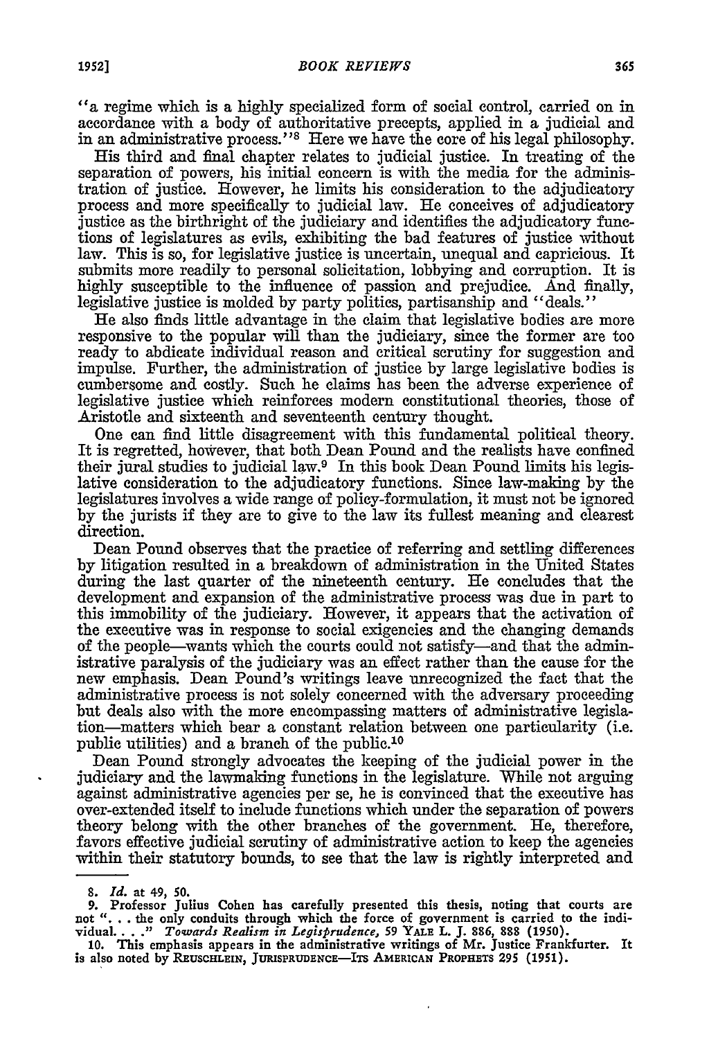"a regime which is a highly specialized form of social control, carried on in accordance with a body of authoritative precepts, applied in a judicial and in an administrative process."[8] Here we have the core of his legal philosophy.

His third and final chapter relates to judicial justice. In treating of the separation of powers, his initial concern is with the media for the administration of justice. However, he limits his consideration to the adjudicatory process and more specifically to judicial law. He conceives of adjudicatory justice as the birthright of the judiciary and identifies the adjudicatory functions of legislatures as evils, exhibiting the bad features of justice without law. This is so, for legislative justice is uncertain, unequal and capricious. It submits more readily to personal solicitation, lobbying and corruption. It is highly susceptible to the influence of passion and prejudice. And finally, legislative justice is molded by party politics, partisanship and "deals."

He also finds little advantage in the claim that legislative bodies are more responsive to the popular will than the judiciary, since the former are too ready to abdicate individual reason and critical scrutiny for suggestion and impulse. Further, the administration of justice by large legislative bodies is cumbersome and costly. Such he claims has been the adverse experience of legislative justice which reinforces modern constitutional theories, those of Aristotle and sixteenth and seventeenth century thought.

One can find little disagreement with this fundamental political theory. It is regretted, however, that both Dean Pound and the realists have confined their jural studies to judicial law.[9] In this book Dean Pound limits his legislative consideration to the adjudicatory functions. Since law-making by the legislatures involves a wide range of policy-formulation, it must not be ignored by the jurists if they are to give to the law its fullest meaning and clearest direction.

Dean Pound observes that the practice of referring and settling differences by litigation resulted in a breakdown of administration in the United States during the last quarter of the nineteenth century. He concludes that the development and expansion of the administrative process was due in part to this immobility of the judiciary. However, it appears that the activation of the executive was in response to social exigencies and the changing demands of the people—wants which the courts could not satisfy—and that the administrative paralysis of the judiciary was an effect rather than the cause for the new emphasis. Dean Pound's writings leave unrecognized the fact that the administrative process is not solely concerned with the adversary proceeding but deals also with the more encompassing matters of administrative legislation—matters which bear a constant relation between one particularity (i.e. public utilities) and a branch of the public.[10]

Dean Pound strongly advocates the keeping of the judicial power in the judiciary and the lawmaking functions in the legislature. While not arguing against administrative agencies per se, he is convinced that the executive has over-extended itself to include functions which under the separation of powers theory belong with the other branches of the government. He, therefore, favors effective judicial scrutiny of administrative action to keep the agencies within their statutory bounds, to see that the law is rightly interpreted and

---

8. *Id.* at 49, 50.

9. Professor Julius Cohen has carefully presented this thesis, noting that courts are not ". . . the only conduits through which the force of government is carried to the individual. . . ." *Towards Realism in Legisprudence*, 59 YALE L. J. 886, 888 (1950).

10. This emphasis appears in the administrative writings of Mr. Justice Frankfurter. It is also noted by REUSCHLEIN, JURISPRUDENCE—ITS AMERICAN PROPHETS 295 (1951).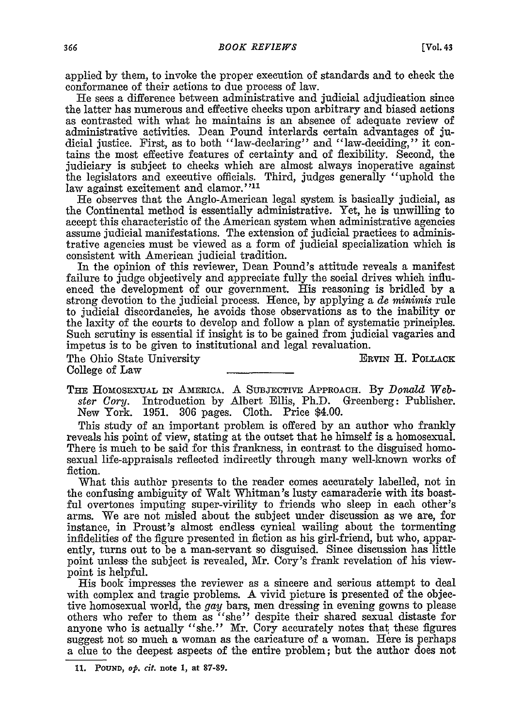applied by them, to invoke the proper execution of standards and to check the conformance of their actions to due process of law.

He sees a difference between administrative and judicial adjudication since the latter has numerous and effective checks upon arbitrary and biased actions as contrasted with what he maintains is an absence of adequate review of administrative activities. Dean Pound interlards certain advantages of judicial justice. First, as to both "law-declaring" and "law-deciding," it contains the most effective features of certainty and of flexibility. Second, the judiciary is subject to checks which are almost always inoperative against the legislators and executive officials. Third, judges generally "uphold the law against excitement and clamor."[11]

He observes that the Anglo-American legal system is basically judicial, as the Continental method is essentially administrative. Yet, he is unwilling to accept this characteristic of the American system when administrative agencies assume judicial manifestations. The extension of judicial practices to administrative agencies must be viewed as a form of judicial specialization which is consistent with American judicial tradition.

In the opinion of this reviewer, Dean Pound's attitude reveals a manifest failure to judge objectively and appreciate fully the social drives which influenced the development of our government. His reasoning is bridled by a strong devotion to the judicial process. Hence, by applying a *de minimis* rule to judicial discordancies, he avoids those observations as to the inability or the laxity of the courts to develop and follow a plan of systematic principles. Such scrutiny is essential if insight is to be gained from judicial vagaries and impetus is to be given to institutional and legal revaluation.

The Ohio State University
College of Law

ERVIN H. POLLACK

---

THE HOMOSEXUAL IN AMERICA. A SUBJECTIVE APPROACH. By *Donald Webster Cory*. Introduction by Albert Ellis, Ph.D. Greenberg: Publisher. New York. 1951. 306 pages. Cloth. Price $4.00.

This study of an important problem is offered by an author who frankly reveals his point of view, stating at the outset that he himself is a homosexual. There is much to be said for this frankness, in contrast to the disguised homosexual life-appraisals reflected indirectly through many well-known works of fiction.

What this author presents to the reader comes accurately labelled, not in the confusing ambiguity of Walt Whitman's lusty camaraderie with its boastful overtones imputing super-virility to friends who sleep in each other's arms. We are not misled about the subject under discussion as we are, for instance, in Proust's almost endless cynical wailing about the tormenting infidelities of the figure presented in fiction as his girl-friend, but who, apparently, turns out to be a man-servant so disguised. Since discussion has little point unless the subject is revealed, Mr. Cory's frank revelation of his viewpoint is helpful.

His book impresses the reviewer as a sincere and serious attempt to deal with complex and tragic problems. A vivid picture is presented of the objective homosexual world, the *gay* bars, men dressing in evening gowns to please others who refer to them as "she" despite their shared sexual distaste for anyone who is actually "she." Mr. Cory accurately notes that these figures suggest not so much a woman as the caricature of a woman. Here is perhaps a clue to the deepest aspects of the entire problem; but the author does not

11. POUND, *op. cit.* note 1, at 87-89.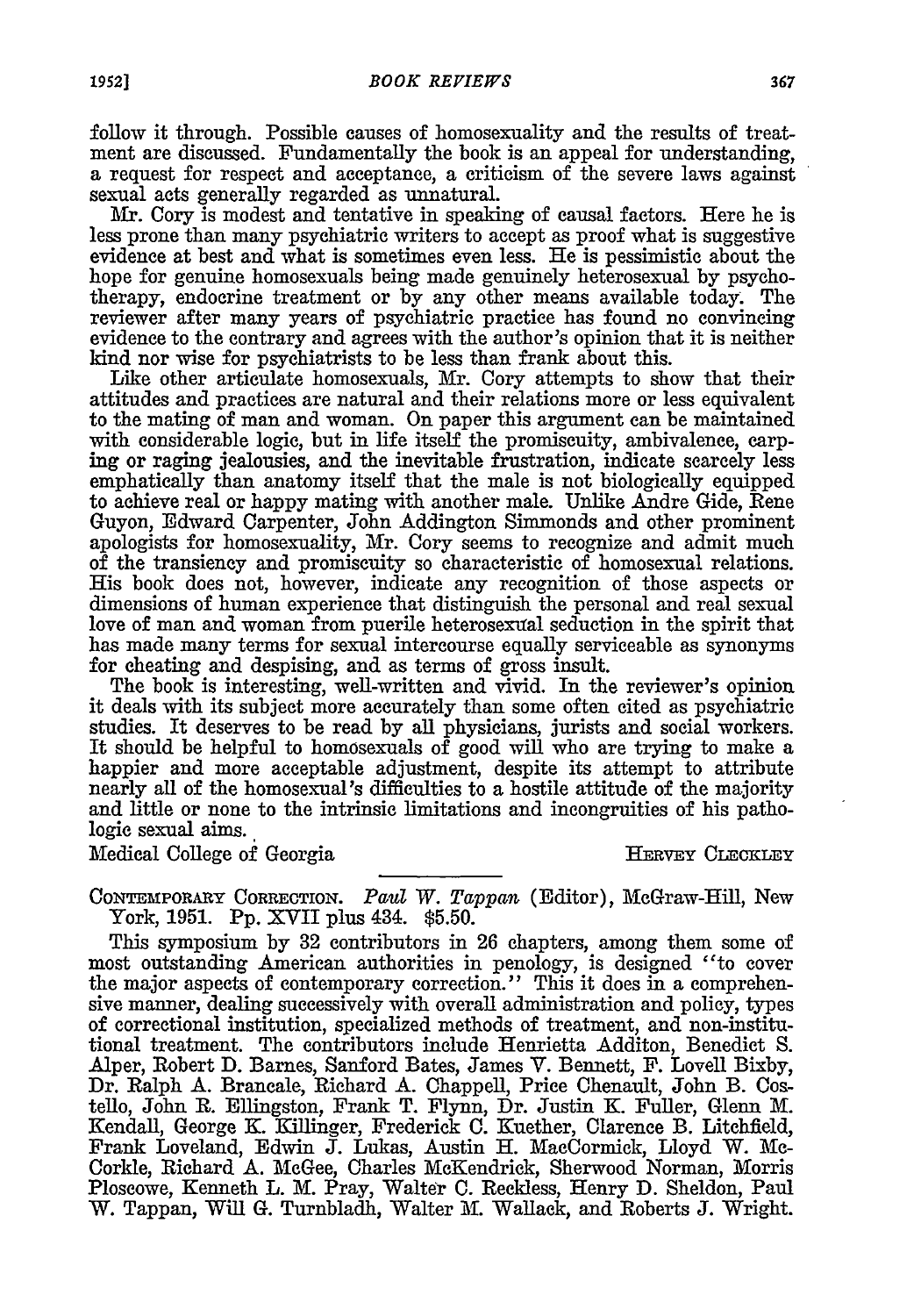follow it through. Possible causes of homosexuality and the results of treatment are discussed. Fundamentally the book is an appeal for understanding, a request for respect and acceptance, a criticism of the severe laws against sexual acts generally regarded as unnatural.

Mr. Cory is modest and tentative in speaking of causal factors. Here he is less prone than many psychiatric writers to accept as proof what is suggestive evidence at best and what is sometimes even less. He is pessimistic about the hope for genuine homosexuals being made genuinely heterosexual by psychotherapy, endocrine treatment or by any other means available today. The reviewer after many years of psychiatric practice has found no convincing evidence to the contrary and agrees with the author's opinion that it is neither kind nor wise for psychiatrists to be less than frank about this.

Like other articulate homosexuals, Mr. Cory attempts to show that their attitudes and practices are natural and their relations more or less equivalent to the mating of man and woman. On paper this argument can be maintained with considerable logic, but in life itself the promiscuity, ambivalence, carping or raging jealousies, and the inevitable frustration, indicate scarcely less emphatically than anatomy itself that the male is not biologically equipped to achieve real or happy mating with another male. Unlike Andre Gide, Rene Guyon, Edward Carpenter, John Addington Simmonds and other prominent apologists for homosexuality, Mr. Cory seems to recognize and admit much of the transiency and promiscuity so characteristic of homosexual relations. His book does not, however, indicate any recognition of those aspects or dimensions of human experience that distinguish the personal and real sexual love of man and woman from puerile heterosexual seduction in the spirit that has made many terms for sexual intercourse equally serviceable as synonyms for cheating and despising, and as terms of gross insult.

The book is interesting, well-written and vivid. In the reviewer's opinion it deals with its subject more accurately than some often cited as psychiatric studies. It deserves to be read by all physicians, jurists and social workers. It should be helpful to homosexuals of good will who are trying to make a happier and more acceptable adjustment, despite its attempt to attribute nearly all of the homosexual's difficulties to a hostile attitude of the majority and little or none to the intrinsic limitations and incongruities of his pathologic sexual aims.

Medical College of Georgia HERVEY CLECKLEY

---

CONTEMPORARY CORRECTION. *Paul W. Tappan* (Editor), McGraw-Hill, New York, 1951. Pp. XVII plus 434. $5.50.

This symposium by 32 contributors in 26 chapters, among them some of most outstanding American authorities in penology, is designed "to cover the major aspects of contemporary correction." This it does in a comprehensive manner, dealing successively with overall administration and policy, types of correctional institution, specialized methods of treatment, and non-institutional treatment. The contributors include Henrietta Additon, Benedict S. Alper, Robert D. Barnes, Sanford Bates, James V. Bennett, F. Lovell Bixby, Dr. Ralph A. Brancale, Richard A. Chappell, Price Chenault, John B. Costello, John R. Ellingston, Frank T. Flynn, Dr. Justin K. Fuller, Glenn M. Kendall, George K. Killinger, Frederick C. Kuether, Clarence B. Litchfield, Frank Loveland, Edwin J. Lukas, Austin H. MacCormick, Lloyd W. McCorkle, Richard A. McGee, Charles McKendrick, Sherwood Norman, Morris Ploscowe, Kenneth L. M. Pray, Walter C. Reckless, Henry D. Sheldon, Paul W. Tappan, Will G. Turnbladh, Walter M. Wallack, and Roberts J. Wright.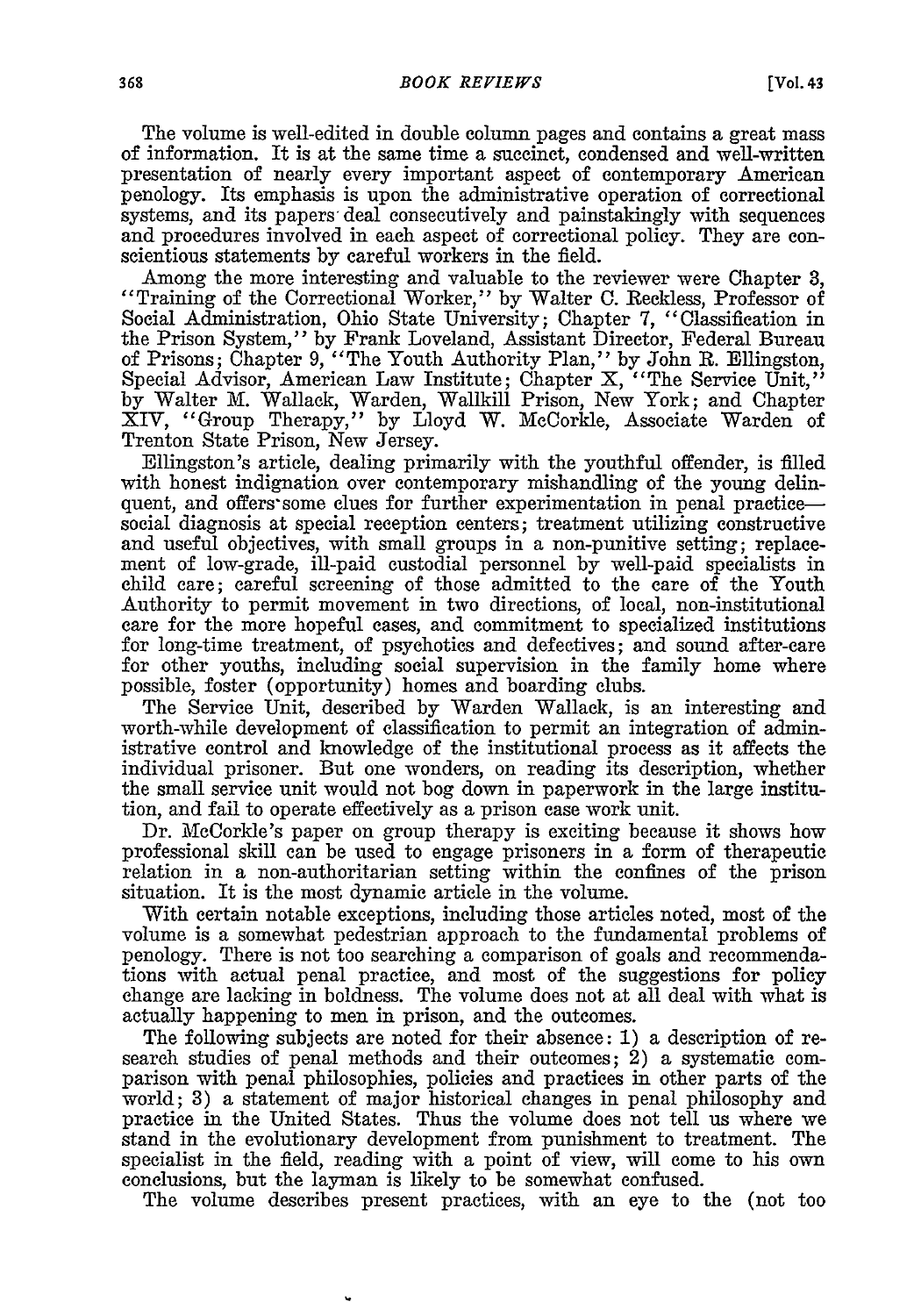The volume is well-edited in double column pages and contains a great mass of information. It is at the same time a succinct, condensed and well-written presentation of nearly every important aspect of contemporary American penology. Its emphasis is upon the administrative operation of correctional systems, and its papers deal consecutively and painstakingly with sequences and procedures involved in each aspect of correctional policy. They are conscientious statements by careful workers in the field.

Among the more interesting and valuable to the reviewer were Chapter 3, "Training of the Correctional Worker," by Walter C. Reckless, Professor of Social Administration, Ohio State University; Chapter 7, "Classification in the Prison System," by Frank Loveland, Assistant Director, Federal Bureau of Prisons; Chapter 9, "The Youth Authority Plan," by John R. Ellingston, Special Advisor, American Law Institute; Chapter X, "The Service Unit," by Walter M. Wallack, Warden, Wallkill Prison, New York; and Chapter XIV, "Group Therapy," by Lloyd W. McCorkle, Associate Warden of Trenton State Prison, New Jersey.

Ellingston's article, dealing primarily with the youthful offender, is filled with honest indignation over contemporary mishandling of the young delinquent, and offers some clues for further experimentation in penal practice—social diagnosis at special reception centers; treatment utilizing constructive and useful objectives, with small groups in a non-punitive setting; replacement of low-grade, ill-paid custodial personnel by well-paid specialists in child care; careful screening of those admitted to the care of the Youth Authority to permit movement in two directions, of local, non-institutional care for the more hopeful cases, and commitment to specialized institutions for long-time treatment, of psychotics and defectives; and sound after-care for other youths, including social supervision in the family home where possible, foster (opportunity) homes and boarding clubs.

The Service Unit, described by Warden Wallack, is an interesting and worth-while development of classification to permit an integration of administrative control and knowledge of the institutional process as it affects the individual prisoner. But one wonders, on reading its description, whether the small service unit would not bog down in paperwork in the large institution, and fail to operate effectively as a prison case work unit.

Dr. McCorkle's paper on group therapy is exciting because it shows how professional skill can be used to engage prisoners in a form of therapeutic relation in a non-authoritarian setting within the confines of the prison situation. It is the most dynamic article in the volume.

With certain notable exceptions, including those articles noted, most of the volume is a somewhat pedestrian approach to the fundamental problems of penology. There is not too searching a comparison of goals and recommendations with actual penal practice, and most of the suggestions for policy change are lacking in boldness. The volume does not at all deal with what is actually happening to men in prison, and the outcomes.

The following subjects are noted for their absence: 1) a description of research studies of penal methods and their outcomes; 2) a systematic comparison with penal philosophies, policies and practices in other parts of the world; 3) a statement of major historical changes in penal philosophy and practice in the United States. Thus the volume does not tell us where we stand in the evolutionary development from punishment to treatment. The specialist in the field, reading with a point of view, will come to his own conclusions, but the layman is likely to be somewhat confused.

The volume describes present practices, with an eye to the (not too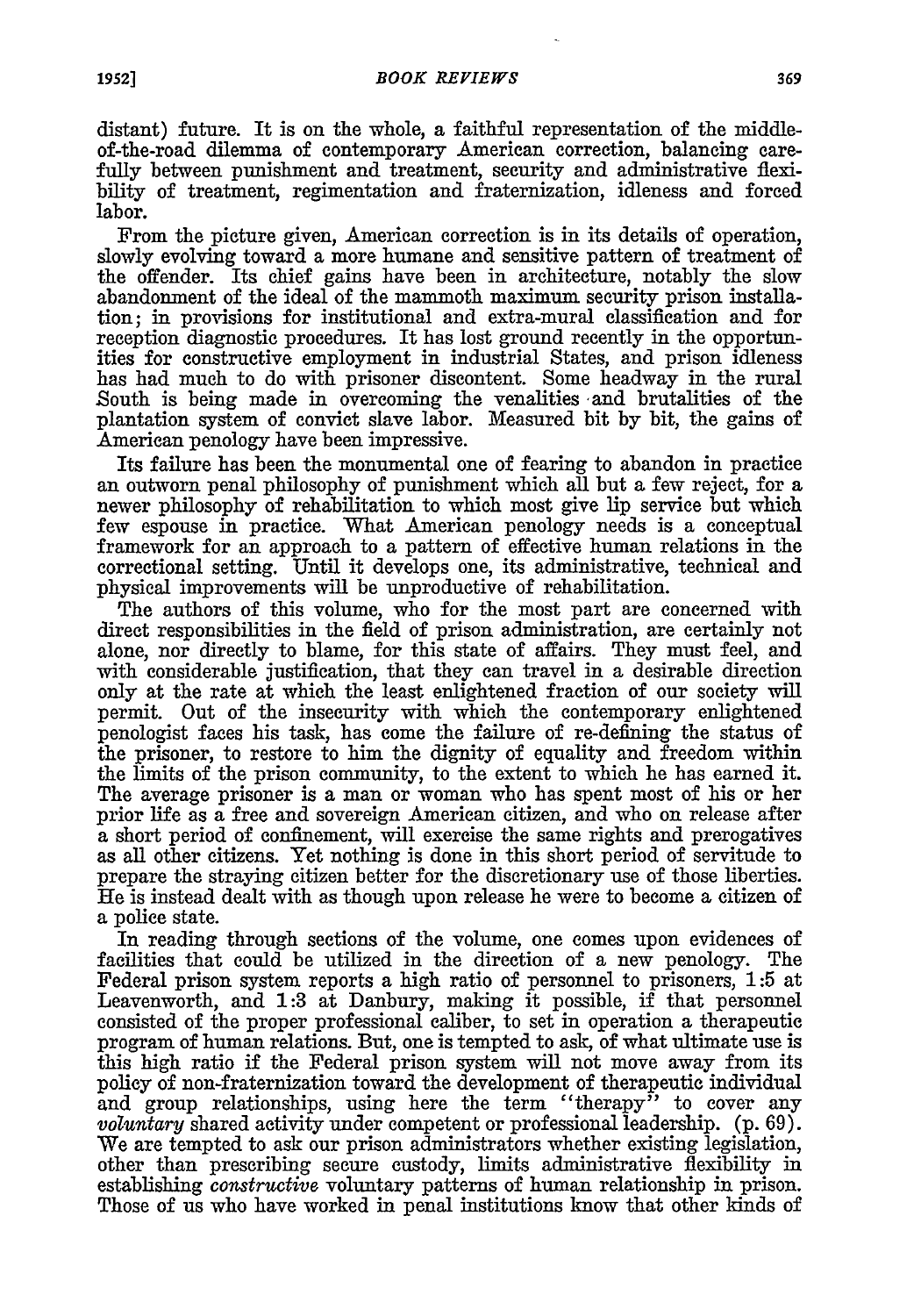distant) future. It is on the whole, a faithful representation of the middle-of-the-road dilemma of contemporary American correction, balancing carefully between punishment and treatment, security and administrative flexibility of treatment, regimentation and fraternization, idleness and forced labor.

From the picture given, American correction is in its details of operation, slowly evolving toward a more humane and sensitive pattern of treatment of the offender. Its chief gains have been in architecture, notably the slow abandonment of the ideal of the mammoth maximum security prison installation; in provisions for institutional and extra-mural classification and for reception diagnostic procedures. It has lost ground recently in the opportunities for constructive employment in industrial States, and prison idleness has had much to do with prisoner discontent. Some headway in the rural South is being made in overcoming the venalities and brutalities of the plantation system of convict slave labor. Measured bit by bit, the gains of American penology have been impressive.

Its failure has been the monumental one of fearing to abandon in practice an outworn penal philosophy of punishment which all but a few reject, for a newer philosophy of rehabilitation to which most give lip service but which few espouse in practice. What American penology needs is a conceptual framework for an approach to a pattern of effective human relations in the correctional setting. Until it develops one, its administrative, technical and physical improvements will be unproductive of rehabilitation.

The authors of this volume, who for the most part are concerned with direct responsibilities in the field of prison administration, are certainly not alone, nor directly to blame, for this state of affairs. They must feel, and with considerable justification, that they can travel in a desirable direction only at the rate at which the least enlightened fraction of our society will permit. Out of the insecurity with which the contemporary enlightened penologist faces his task, has come the failure of re-defining the status of the prisoner, to restore to him the dignity of equality and freedom within the limits of the prison community, to the extent to which he has earned it. The average prisoner is a man or woman who has spent most of his or her prior life as a free and sovereign American citizen, and who on release after a short period of confinement, will exercise the same rights and prerogatives as all other citizens. Yet nothing is done in this short period of servitude to prepare the straying citizen better for the discretionary use of those liberties. He is instead dealt with as though upon release he were to become a citizen of a police state.

In reading through sections of the volume, one comes upon evidences of facilities that could be utilized in the direction of a new penology. The Federal prison system reports a high ratio of personnel to prisoners, 1:5 at Leavenworth, and 1:3 at Danbury, making it possible, if that personnel consisted of the proper professional caliber, to set in operation a therapeutic program of human relations. But, one is tempted to ask, of what ultimate use is this high ratio if the Federal prison system will not move away from its policy of non-fraternization toward the development of therapeutic individual and group relationships, using here the term "therapy" to cover any *voluntary* shared activity under competent or professional leadership. (p. 69). We are tempted to ask our prison administrators whether existing legislation, other than prescribing secure custody, limits administrative flexibility in establishing *constructive* voluntary patterns of human relationship in prison. Those of us who have worked in penal institutions know that other kinds of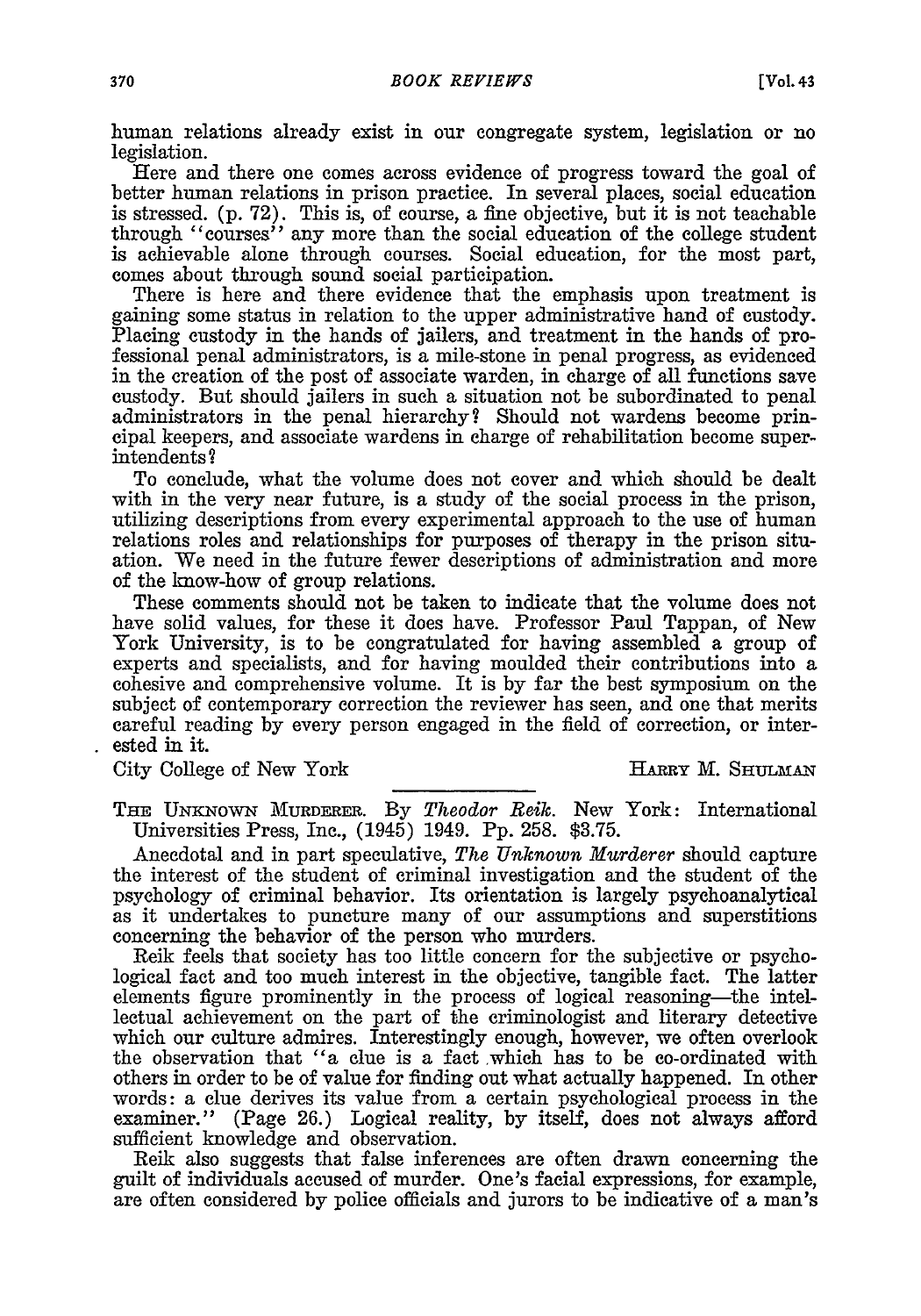human relations already exist in our congregate system, legislation or no legislation.

Here and there one comes across evidence of progress toward the goal of better human relations in prison practice. In several places, social education is stressed. (p. 72). This is, of course, a fine objective, but it is not teachable through "courses" any more than the social education of the college student is achievable alone through courses. Social education, for the most part, comes about through sound social participation.

There is here and there evidence that the emphasis upon treatment is gaining some status in relation to the upper administrative hand of custody. Placing custody in the hands of jailers, and treatment in the hands of professional penal administrators, is a mile-stone in penal progress, as evidenced in the creation of the post of associate warden, in charge of all functions save custody. But should jailers in such a situation not be subordinated to penal administrators in the penal hierarchy? Should not wardens become principal keepers, and associate wardens in charge of rehabilitation become superintendents?

To conclude, what the volume does not cover and which should be dealt with in the very near future, is a study of the social process in the prison, utilizing descriptions from every experimental approach to the use of human relations roles and relationships for purposes of therapy in the prison situation. We need in the future fewer descriptions of administration and more of the know-how of group relations.

These comments should not be taken to indicate that the volume does not have solid values, for these it does have. Professor Paul Tappan, of New York University, is to be congratulated for having assembled a group of experts and specialists, and for having moulded their contributions into a cohesive and comprehensive volume. It is by far the best symposium on the subject of contemporary correction the reviewer has seen, and one that merits careful reading by every person engaged in the field of correction, or interested in it.

City College of New York — HARRY M. SHULMAN

---

THE UNKNOWN MURDERER. By *Theodor Reik*. New York: International Universities Press, Inc., (1945) 1949. Pp. 258. $3.75.

Anecdotal and in part speculative, *The Unknown Murderer* should capture the interest of the student of criminal investigation and the student of the psychology of criminal behavior. Its orientation is largely psychoanalytical as it undertakes to puncture many of our assumptions and superstitions concerning the behavior of the person who murders.

Reik feels that society has too little concern for the subjective or psychological fact and too much interest in the objective, tangible fact. The latter elements figure prominently in the process of logical reasoning—the intellectual achievement on the part of the criminologist and literary detective which our culture admires. Interestingly enough, however, we often overlook the observation that "a clue is a fact which has to be co-ordinated with others in order to be of value for finding out what actually happened. In other words: a clue derives its value from a certain psychological process in the examiner." (Page 26.) Logical reality, by itself, does not always afford sufficient knowledge and observation.

Reik also suggests that false inferences are often drawn concerning the guilt of individuals accused of murder. One's facial expressions, for example, are often considered by police officials and jurors to be indicative of a man's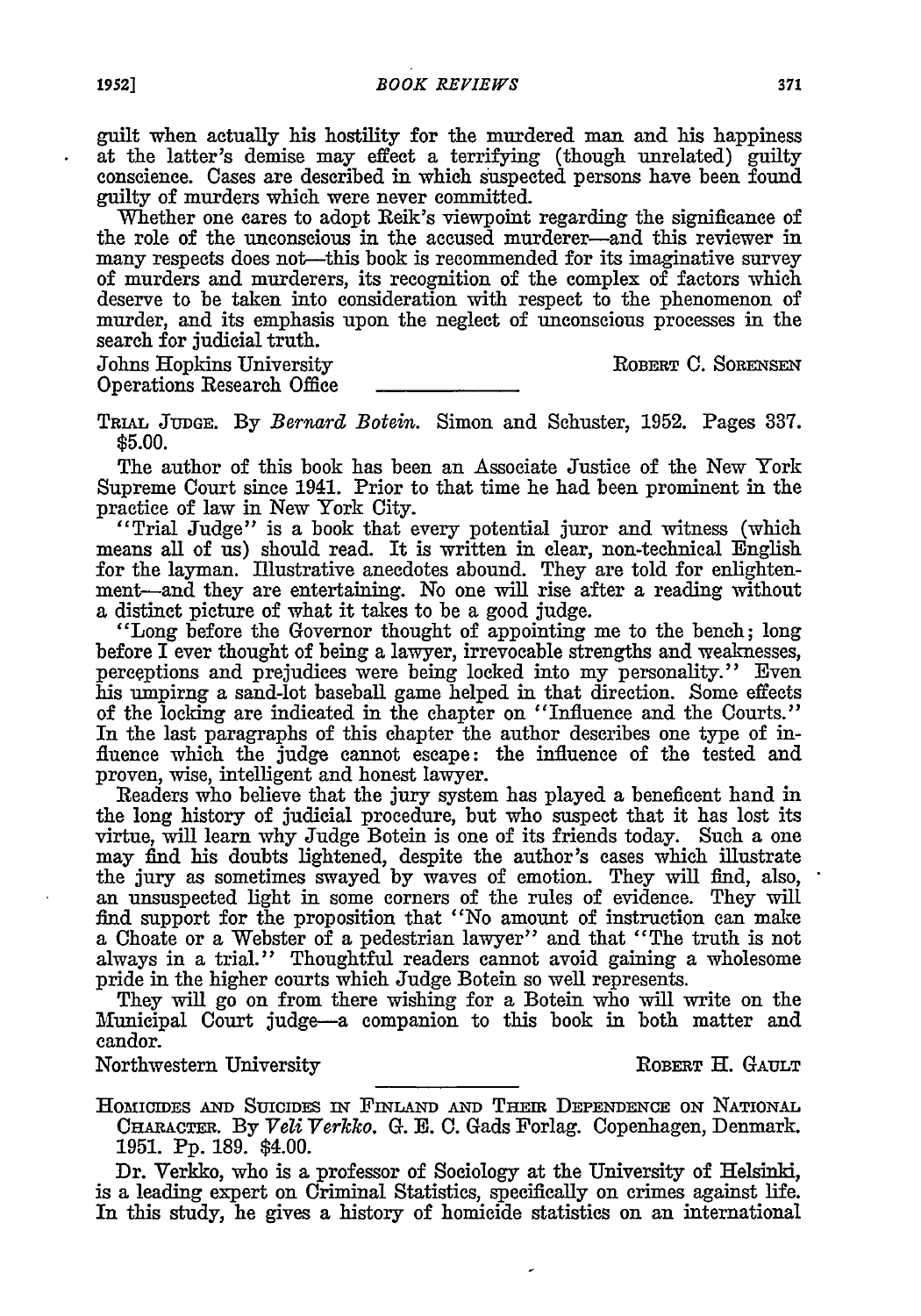guilt when actually his hostility for the murdered man and his happiness at the latter's demise may effect a terrifying (though unrelated) guilty conscience. Cases are described in which suspected persons have been found guilty of murders which were never committed.

Whether one cares to adopt Reik's viewpoint regarding the significance of the role of the unconscious in the accused murderer—and this reviewer in many respects does not—this book is recommended for its imaginative survey of murders and murderers, its recognition of the complex of factors which deserve to be taken into consideration with respect to the phenomenon of murder, and its emphasis upon the neglect of unconscious processes in the search for judicial truth.

Johns Hopkins University
Operations Research Office

ROBERT C. SORENSEN

---

TRIAL JUDGE. By *Bernard Botein.* Simon and Schuster, 1952. Pages 337. $5.00.

The author of this book has been an Associate Justice of the New York Supreme Court since 1941. Prior to that time he had been prominent in the practice of law in New York City.

"Trial Judge" is a book that every potential juror and witness (which means all of us) should read. It is written in clear, non-technical English for the layman. Illustrative anecdotes abound. They are told for enlightenment—and they are entertaining. No one will rise after a reading without a distinct picture of what it takes to be a good judge.

"Long before the Governor thought of appointing me to the bench; long before I ever thought of being a lawyer, irrevocable strengths and weaknesses, perceptions and prejudices were being locked into my personality." Even his umpirng a sand-lot baseball game helped in that direction. Some effects of the locking are indicated in the chapter on "Influence and the Courts." In the last paragraphs of this chapter the author describes one type of influence which the judge cannot escape: the influence of the tested and proven, wise, intelligent and honest lawyer.

Readers who believe that the jury system has played a beneficent hand in the long history of judicial procedure, but who suspect that it has lost its virtue, will learn why Judge Botein is one of its friends today. Such a one may find his doubts lightened, despite the author's cases which illustrate the jury as sometimes swayed by waves of emotion. They will find, also, an unsuspected light in some corners of the rules of evidence. They will find support for the proposition that "No amount of instruction can make a Choate or a Webster of a pedestrian lawyer" and that "The truth is not always in a trial." Thoughtful readers cannot avoid gaining a wholesome pride in the higher courts which Judge Botein so well represents.

They will go on from there wishing for a Botein who will write on the Municipal Court judge—a companion to this book in both matter and candor.

Northwestern University

ROBERT H. GAULT

---

HOMICIDES AND SUICIDES IN FINLAND AND THEIR DEPENDENCE ON NATIONAL CHARACTER. By *Veli Verkko.* G. E. C. Gads Forlag. Copenhagen, Denmark. 1951. Pp. 189. $4.00.

Dr. Verkko, who is a professor of Sociology at the University of Helsinki, is a leading expert on Criminal Statistics, specifically on crimes against life. In this study, he gives a history of homicide statistics on an international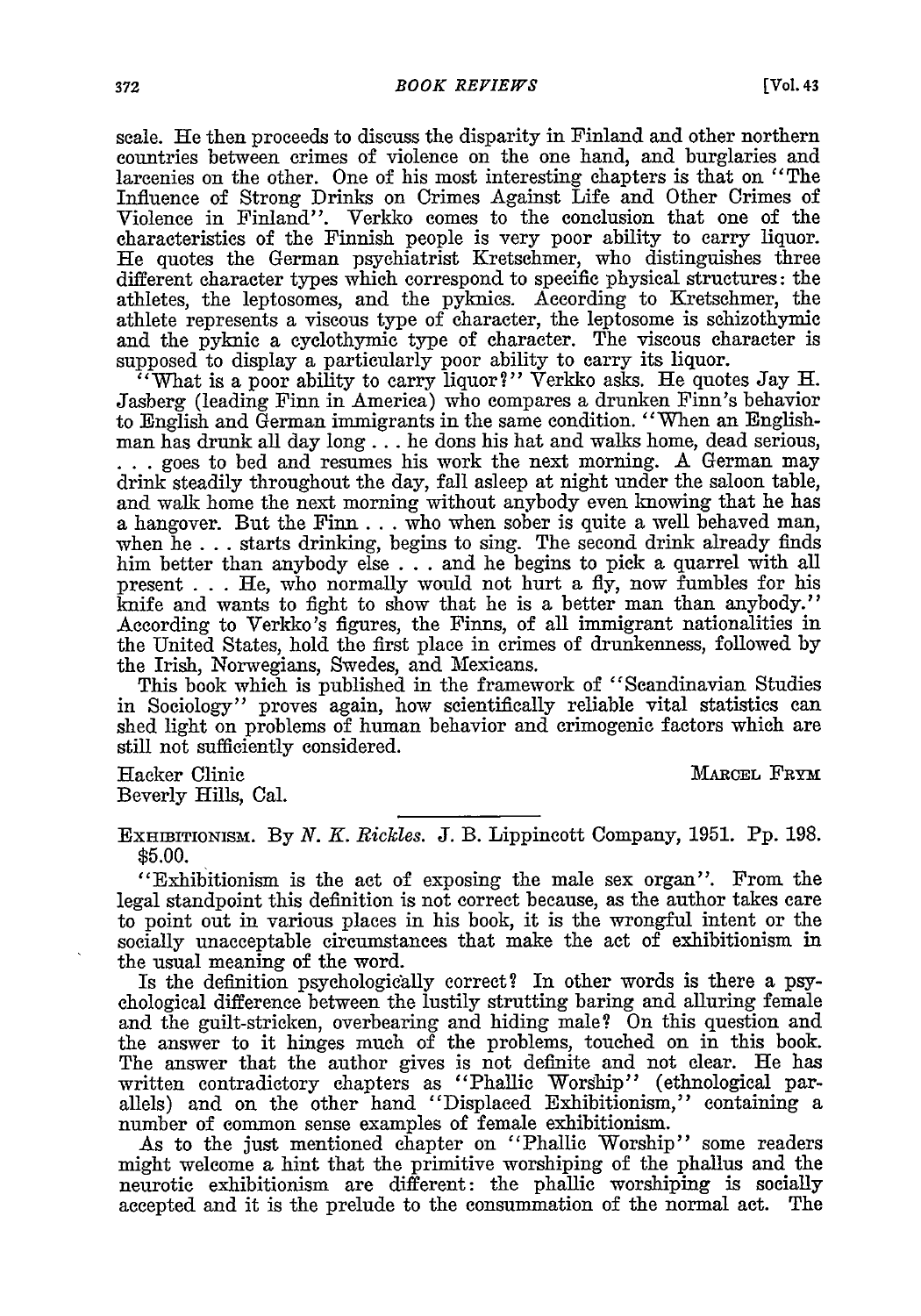scale. He then proceeds to discuss the disparity in Finland and other northern countries between crimes of violence on the one hand, and burglaries and larcenies on the other. One of his most interesting chapters is that on "The Influence of Strong Drinks on Crimes Against Life and Other Crimes of Violence in Finland". Verkko comes to the conclusion that one of the characteristics of the Finnish people is very poor ability to carry liquor. He quotes the German psychiatrist Kretschmer, who distinguishes three different character types which correspond to specific physical structures: the athletes, the leptosomes, and the pyknics. According to Kretschmer, the athlete represents a viscous type of character, the leptosome is schizothymic and the pyknic a cyclothymic type of character. The viscous character is supposed to display a particularly poor ability to carry its liquor.

"What is a poor ability to carry liquor?" Verkko asks. He quotes Jay H. Jasberg (leading Finn in America) who compares a drunken Finn's behavior to English and German immigrants in the same condition. "When an Englishman has drunk all day long . . . he dons his hat and walks home, dead serious, . . . goes to bed and resumes his work the next morning. A German may drink steadily throughout the day, fall asleep at night under the saloon table, and walk home the next morning without anybody even knowing that he has a hangover. But the Finn . . . who when sober is quite a well behaved man, when he . . . starts drinking, begins to sing. The second drink already finds him better than anybody else . . . and he begins to pick a quarrel with all present . . . He, who normally would not hurt a fly, now fumbles for his knife and wants to fight to show that he is a better man than anybody." According to Verkko's figures, the Finns, of all immigrant nationalities in the United States, hold the first place in crimes of drunkenness, followed by the Irish, Norwegians, Swedes, and Mexicans.

This book which is published in the framework of "Scandinavian Studies in Sociology" proves again, how scientifically reliable vital statistics can shed light on problems of human behavior and crimogenic factors which are still not sufficiently considered.

Hacker Clinic
Beverly Hills, Cal.

MARCEL FRYM

---

EXHIBITIONISM. By *N. K. Rickles*. J. B. Lippincott Company, 1951. Pp. 198. $5.00.

"Exhibitionism is the act of exposing the male sex organ". From the legal standpoint this definition is not correct because, as the author takes care to point out in various places in his book, it is the wrongful intent or the socially unacceptable circumstances that make the act of exhibitionism in the usual meaning of the word.

Is the definition psychologically correct? In other words is there a psychological difference between the lustily strutting baring and alluring female and the guilt-stricken, overbearing and hiding male? On this question and the answer to it hinges much of the problems, touched on in this book. The answer that the author gives is not definite and not clear. He has written contradictory chapters as "Phallic Worship" (ethnological parallels) and on the other hand "Displaced Exhibitionism," containing a number of common sense examples of female exhibitionism.

As to the just mentioned chapter on "Phallic Worship" some readers might welcome a hint that the primitive worshiping of the phallus and the neurotic exhibitionism are different: the phallic worshiping is socially accepted and it is the prelude to the consummation of the normal act. The